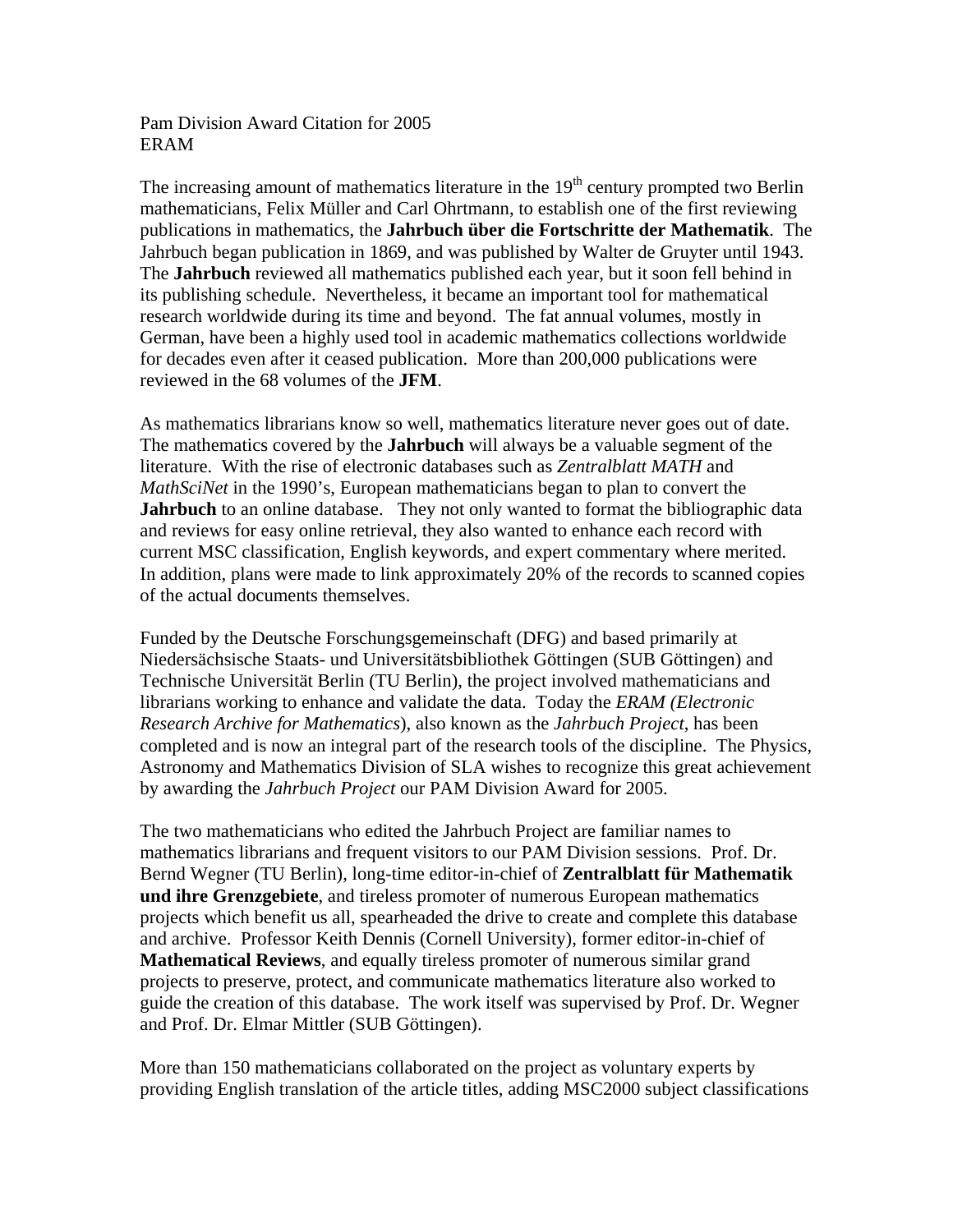Pam Division Award Citation for 2005
ERAM

The increasing amount of mathematics literature in the 19th century prompted two Berlin mathematicians, Felix Müller and Carl Ohrtmann, to establish one of the first reviewing publications in mathematics, the **Jahrbuch über die Fortschritte der Mathematik**. The Jahrbuch began publication in 1869, and was published by Walter de Gruyter until 1943. The **Jahrbuch** reviewed all mathematics published each year, but it soon fell behind in its publishing schedule. Nevertheless, it became an important tool for mathematical research worldwide during its time and beyond. The fat annual volumes, mostly in German, have been a highly used tool in academic mathematics collections worldwide for decades even after it ceased publication. More than 200,000 publications were reviewed in the 68 volumes of the **JFM**.

As mathematics librarians know so well, mathematics literature never goes out of date. The mathematics covered by the **Jahrbuch** will always be a valuable segment of the literature. With the rise of electronic databases such as *Zentralblatt MATH* and *MathSciNet* in the 1990's, European mathematicians began to plan to convert the **Jahrbuch** to an online database. They not only wanted to format the bibliographic data and reviews for easy online retrieval, they also wanted to enhance each record with current MSC classification, English keywords, and expert commentary where merited. In addition, plans were made to link approximately 20% of the records to scanned copies of the actual documents themselves.

Funded by the Deutsche Forschungsgemeinschaft (DFG) and based primarily at Niedersächsische Staats- und Universitätsbibliothek Göttingen (SUB Göttingen) and Technische Universität Berlin (TU Berlin), the project involved mathematicians and librarians working to enhance and validate the data. Today the *ERAM (Electronic Research Archive for Mathematics*), also known as the *Jahrbuch Project*, has been completed and is now an integral part of the research tools of the discipline. The Physics, Astronomy and Mathematics Division of SLA wishes to recognize this great achievement by awarding the *Jahrbuch Project* our PAM Division Award for 2005.

The two mathematicians who edited the Jahrbuch Project are familiar names to mathematics librarians and frequent visitors to our PAM Division sessions. Prof. Dr. Bernd Wegner (TU Berlin), long-time editor-in-chief of **Zentralblatt für Mathematik und ihre Grenzgebiete**, and tireless promoter of numerous European mathematics projects which benefit us all, spearheaded the drive to create and complete this database and archive. Professor Keith Dennis (Cornell University), former editor-in-chief of **Mathematical Reviews**, and equally tireless promoter of numerous similar grand projects to preserve, protect, and communicate mathematics literature also worked to guide the creation of this database. The work itself was supervised by Prof. Dr. Wegner and Prof. Dr. Elmar Mittler (SUB Göttingen).

More than 150 mathematicians collaborated on the project as voluntary experts by providing English translation of the article titles, adding MSC2000 subject classifications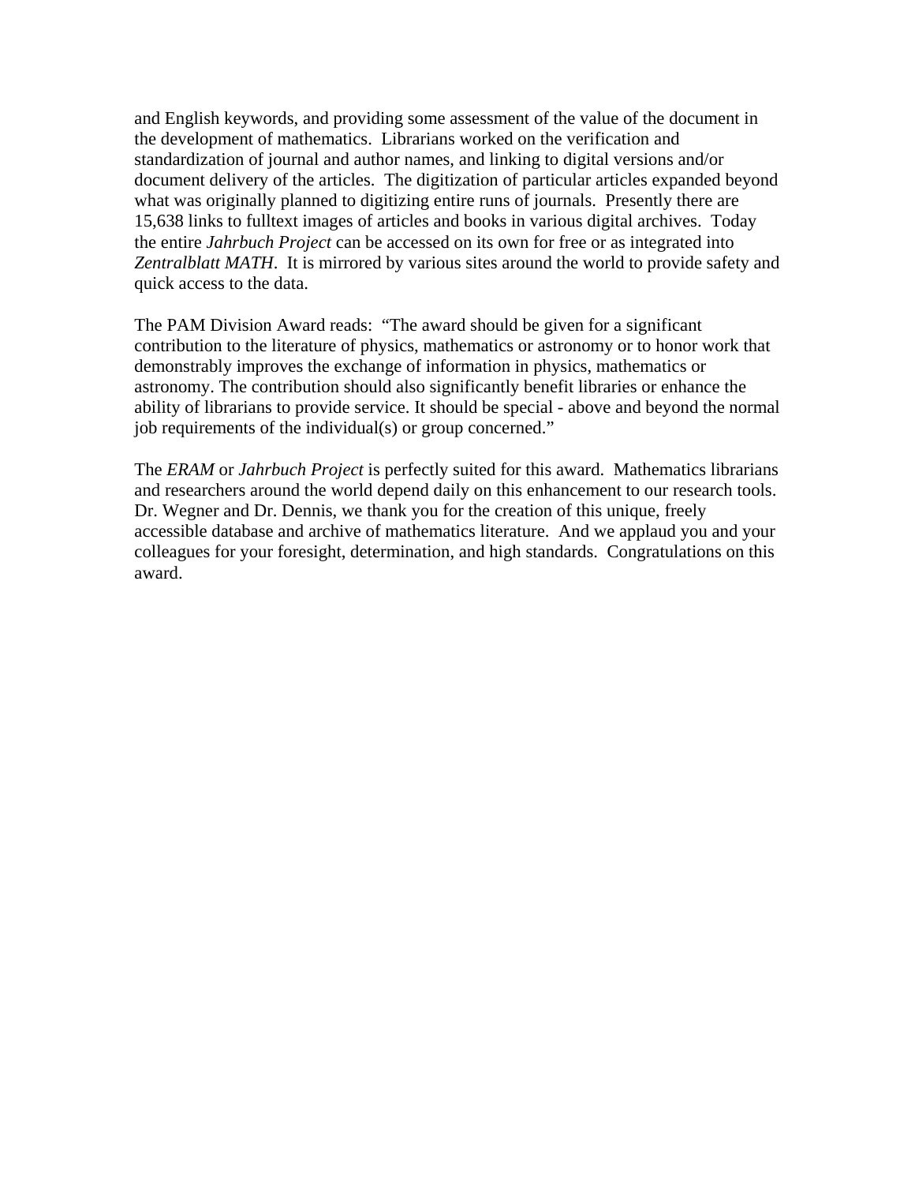and English keywords, and providing some assessment of the value of the document in the development of mathematics. Librarians worked on the verification and standardization of journal and author names, and linking to digital versions and/or document delivery of the articles. The digitization of particular articles expanded beyond what was originally planned to digitizing entire runs of journals. Presently there are 15,638 links to fulltext images of articles and books in various digital archives. Today the entire *Jahrbuch Project* can be accessed on its own for free or as integrated into *Zentralblatt MATH*. It is mirrored by various sites around the world to provide safety and quick access to the data.

The PAM Division Award reads: "The award should be given for a significant contribution to the literature of physics, mathematics or astronomy or to honor work that demonstrably improves the exchange of information in physics, mathematics or astronomy. The contribution should also significantly benefit libraries or enhance the ability of librarians to provide service. It should be special - above and beyond the normal job requirements of the individual(s) or group concerned."

The *ERAM* or *Jahrbuch Project* is perfectly suited for this award. Mathematics librarians and researchers around the world depend daily on this enhancement to our research tools. Dr. Wegner and Dr. Dennis, we thank you for the creation of this unique, freely accessible database and archive of mathematics literature. And we applaud you and your colleagues for your foresight, determination, and high standards. Congratulations on this award.